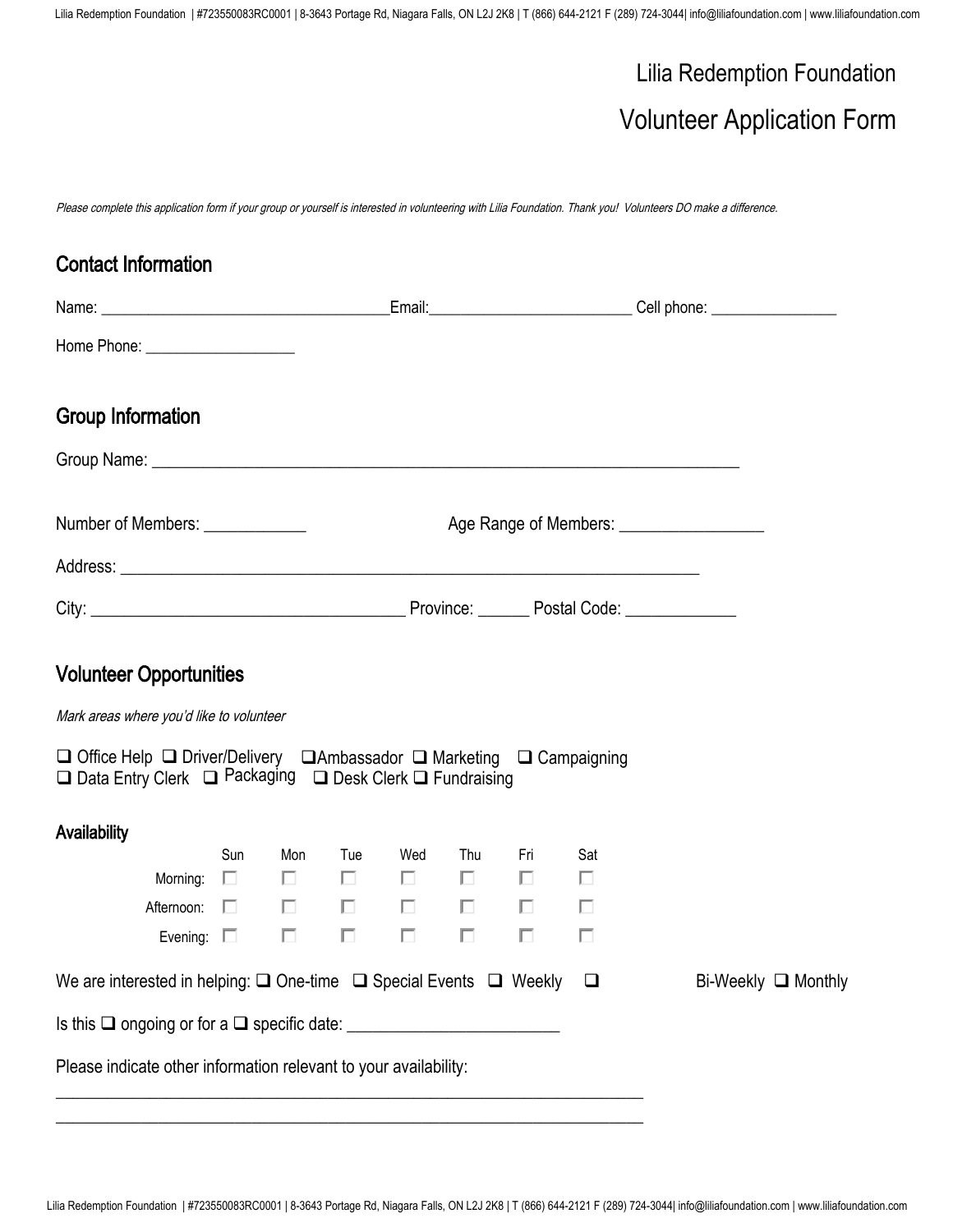# Lilia Redemption Foundation

## Volunteer Application Form

*Please complete this application form if your group or yourself is interested in volunteering with Lilia Foundation. Thank you! Volunteers DO make a difference.*

## Contact Information

Name: ___________________________________Email:_________________________ Cell phone: _______________

Home Phone: __________________

## Group Information

Group Name: ______________________________________________________________________

Number of Members: ____________ Age Range of Members: _________________

Address: ____________________________________________________________________

City: ____________________________________ Province: ______ Postal Code: _____________

## Volunteer Opportunities

*Mark areas where you'd like to volunteer*

❑ Office Help ❑ Driver/Delivery ❑Ambassador ❑ Marketing ❑ Campaigning
❑ Data Entry Clerk ❑ Packaging ❑ Desk Clerk ❑ Fundraising

### Availability

| | Sun | Mon | Tue | Wed | Thu | Fri | Sat |
|---|---|---|---|---|---|---|---|
| Morning: | ☐ | ☐ | ☐ | ☐ | ☐ | ☐ | ☐ |
| Afternoon: | ☐ | ☐ | ☐ | ☐ | ☐ | ☐ | ☐ |
| Evening: | ☐ | ☐ | ☐ | ☐ | ☐ | ☐ | ☐ |

We are interested in helping: ❑ One-time ❑ Special Events ❑ Weekly ❑ Bi-Weekly ❑ Monthly

Is this ❑ ongoing or for a ❑ specific date: ________________________

Please indicate other information relevant to your availability:

______________________________________________________________________
______________________________________________________________________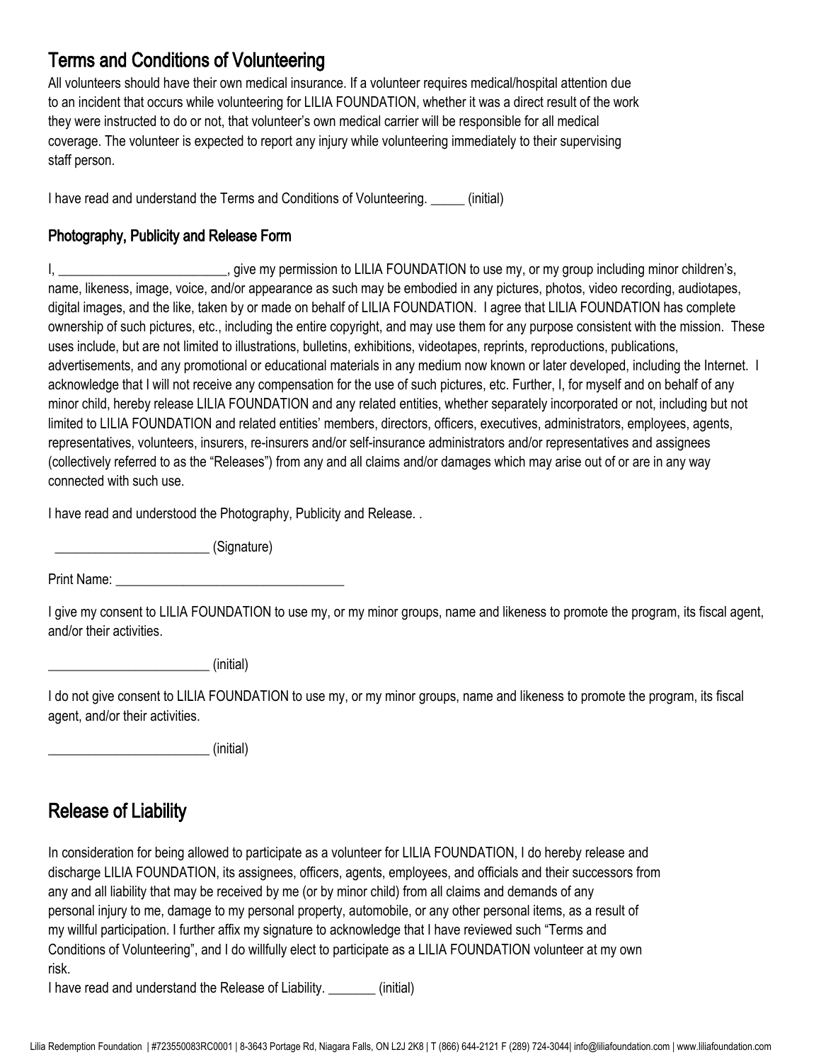## Terms and Conditions of Volunteering

All volunteers should have their own medical insurance. If a volunteer requires medical/hospital attention due to an incident that occurs while volunteering for LILIA FOUNDATION, whether it was a direct result of the work they were instructed to do or not, that volunteer's own medical carrier will be responsible for all medical coverage. The volunteer is expected to report any injury while volunteering immediately to their supervising staff person.

I have read and understand the Terms and Conditions of Volunteering. _____ (initial)

### Photography, Publicity and Release Form

I, _________________________, give my permission to LILIA FOUNDATION to use my, or my group including minor children's, name, likeness, image, voice, and/or appearance as such may be embodied in any pictures, photos, video recording, audiotapes, digital images, and the like, taken by or made on behalf of LILIA FOUNDATION. I agree that LILIA FOUNDATION has complete ownership of such pictures, etc., including the entire copyright, and may use them for any purpose consistent with the mission. These uses include, but are not limited to illustrations, bulletins, exhibitions, videotapes, reprints, reproductions, publications, advertisements, and any promotional or educational materials in any medium now known or later developed, including the Internet. I acknowledge that I will not receive any compensation for the use of such pictures, etc. Further, I, for myself and on behalf of any minor child, hereby release LILIA FOUNDATION and any related entities, whether separately incorporated or not, including but not limited to LILIA FOUNDATION and related entities' members, directors, officers, executives, administrators, employees, agents, representatives, volunteers, insurers, re-insurers and/or self-insurance administrators and/or representatives and assignees (collectively referred to as the "Releases") from any and all claims and/or damages which may arise out of or are in any way connected with such use.

I have read and understood the Photography, Publicity and Release. .

_______________________ (Signature)

Print Name: ___________________________________

I give my consent to LILIA FOUNDATION to use my, or my minor groups, name and likeness to promote the program, its fiscal agent, and/or their activities.

________________________ (initial)

I do not give consent to LILIA FOUNDATION to use my, or my minor groups, name and likeness to promote the program, its fiscal agent, and/or their activities.

________________________ (initial)

## Release of Liability

In consideration for being allowed to participate as a volunteer for LILIA FOUNDATION, I do hereby release and discharge LILIA FOUNDATION, its assignees, officers, agents, employees, and officials and their successors from any and all liability that may be received by me (or by minor child) from all claims and demands of any personal injury to me, damage to my personal property, automobile, or any other personal items, as a result of my willful participation. I further affix my signature to acknowledge that I have reviewed such "Terms and Conditions of Volunteering", and I do willfully elect to participate as a LILIA FOUNDATION volunteer at my own risk.

I have read and understand the Release of Liability. _______ (initial)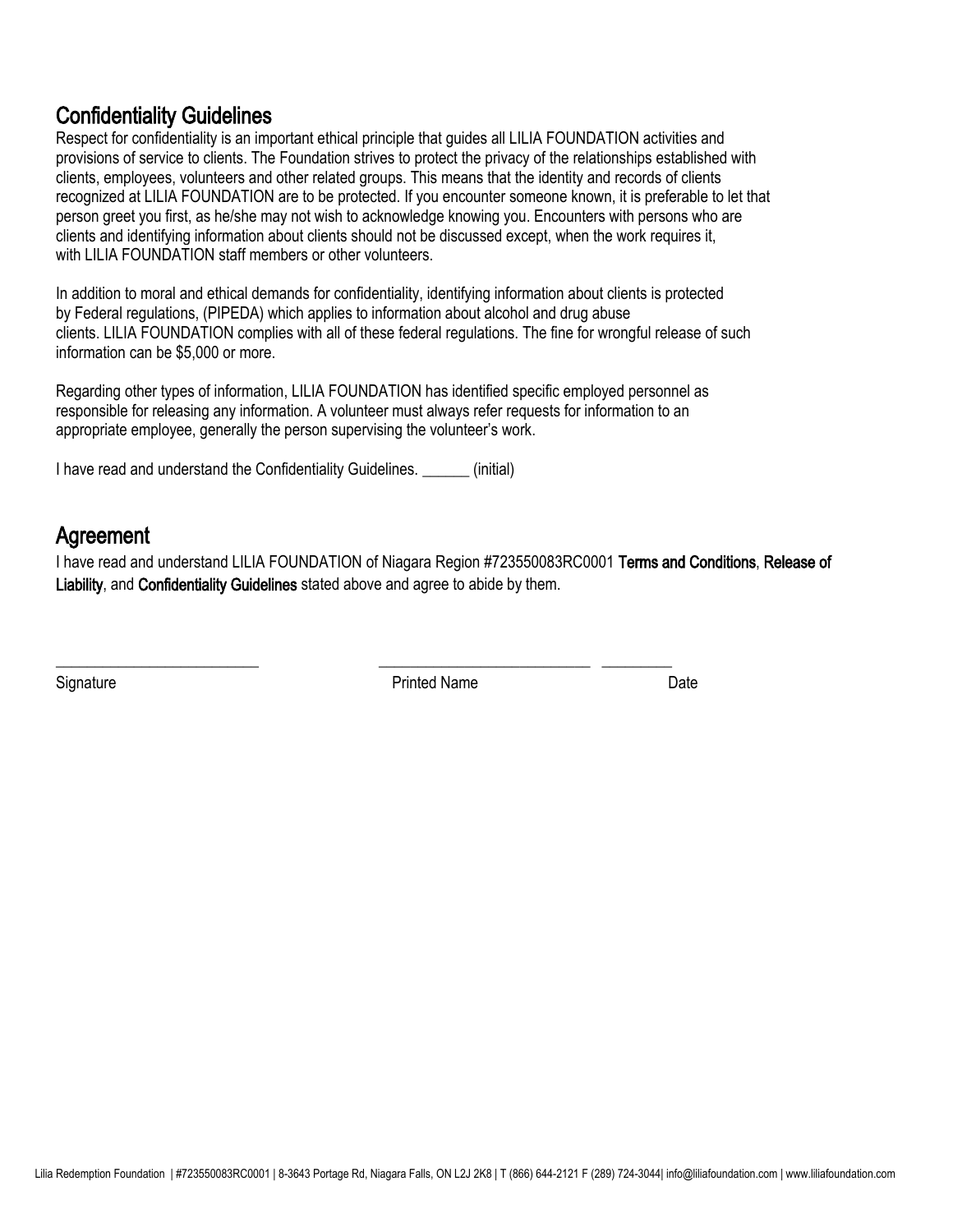## Confidentiality Guidelines

Respect for confidentiality is an important ethical principle that guides all LILIA FOUNDATION activities and provisions of service to clients. The Foundation strives to protect the privacy of the relationships established with clients, employees, volunteers and other related groups. This means that the identity and records of clients recognized at LILIA FOUNDATION are to be protected. If you encounter someone known, it is preferable to let that person greet you first, as he/she may not wish to acknowledge knowing you. Encounters with persons who are clients and identifying information about clients should not be discussed except, when the work requires it, with LILIA FOUNDATION staff members or other volunteers.

In addition to moral and ethical demands for confidentiality, identifying information about clients is protected by Federal regulations, (PIPEDA) which applies to information about alcohol and drug abuse clients. LILIA FOUNDATION complies with all of these federal regulations. The fine for wrongful release of such information can be $5,000 or more.

Regarding other types of information, LILIA FOUNDATION has identified specific employed personnel as responsible for releasing any information. A volunteer must always refer requests for information to an appropriate employee, generally the person supervising the volunteer's work.

I have read and understand the Confidentiality Guidelines. ______ (initial)

## Agreement

I have read and understand LILIA FOUNDATION of Niagara Region #723550083RC0001 **Terms and Conditions**, **Release of Liability**, and **Confidentiality Guidelines** stated above and agree to abide by them.

__________________________ __________________________ _________

Signature Printed Name Date

Lilia Redemption Foundation | #723550083RC0001 | 8-3643 Portage Rd, Niagara Falls, ON L2J 2K8 | T (866) 644-2121 F (289) 724-3044| info@liliafoundation.com | www.liliafoundation.com